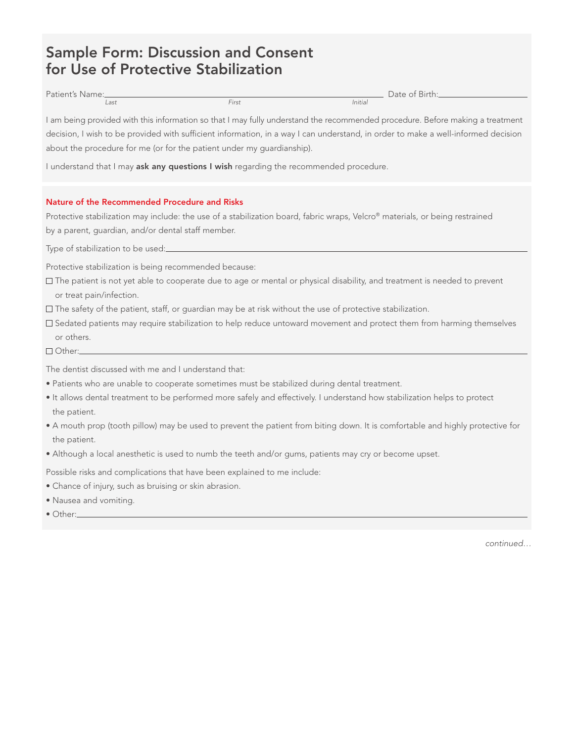# Sample Form: Discussion and Consent for Use of Protective Stabilization

Patient's Name: \_\_\_\_\_\_\_\_\_\_\_\_\_\_\_\_\_\_\_\_\_\_\_\_\_\_\_\_\_\_\_\_\_\_\_\_\_\_\_\_ Date of Birth: \_\_\_\_\_\_\_\_\_\_\_\_\_\_\_\_

*Last* *First* *Initial*

I am being provided with this information so that I may fully understand the recommended procedure. Before making a treatment decision, I wish to be provided with sufficient information, in a way I can understand, in order to make a well-informed decision about the procedure for me (or for the patient under my guardianship).

I understand that I may **ask any questions I wish** regarding the recommended procedure.

## Nature of the Recommended Procedure and Risks

Protective stabilization may include: the use of a stabilization board, fabric wraps, Velcro® materials, or being restrained by a parent, guardian, and/or dental staff member.

Type of stabilization to be used: \_\_\_\_\_\_\_\_\_\_\_\_\_\_\_\_\_\_\_\_\_\_\_\_\_\_\_\_\_\_\_\_\_\_\_\_\_\_\_\_

Protective stabilization is being recommended because:

- ☐ The patient is not yet able to cooperate due to age or mental or physical disability, and treatment is needed to prevent or treat pain/infection.
- ☐ The safety of the patient, staff, or guardian may be at risk without the use of protective stabilization.
- ☐ Sedated patients may require stabilization to help reduce untoward movement and protect them from harming themselves or others.
- ☐ Other: \_\_\_\_\_\_\_\_\_\_\_\_\_\_\_\_\_\_\_\_\_\_\_\_\_\_\_\_\_\_\_\_\_\_\_\_\_\_\_\_

The dentist discussed with me and I understand that:

- Patients who are unable to cooperate sometimes must be stabilized during dental treatment.
- It allows dental treatment to be performed more safely and effectively. I understand how stabilization helps to protect the patient.
- A mouth prop (tooth pillow) may be used to prevent the patient from biting down. It is comfortable and highly protective for the patient.
- Although a local anesthetic is used to numb the teeth and/or gums, patients may cry or become upset.

Possible risks and complications that have been explained to me include:

- Chance of injury, such as bruising or skin abrasion.
- Nausea and vomiting.
- Other: \_\_\_\_\_\_\_\_\_\_\_\_\_\_\_\_\_\_\_\_\_\_\_\_\_\_\_\_\_\_\_\_\_\_\_\_\_\_\_\_

*continued…*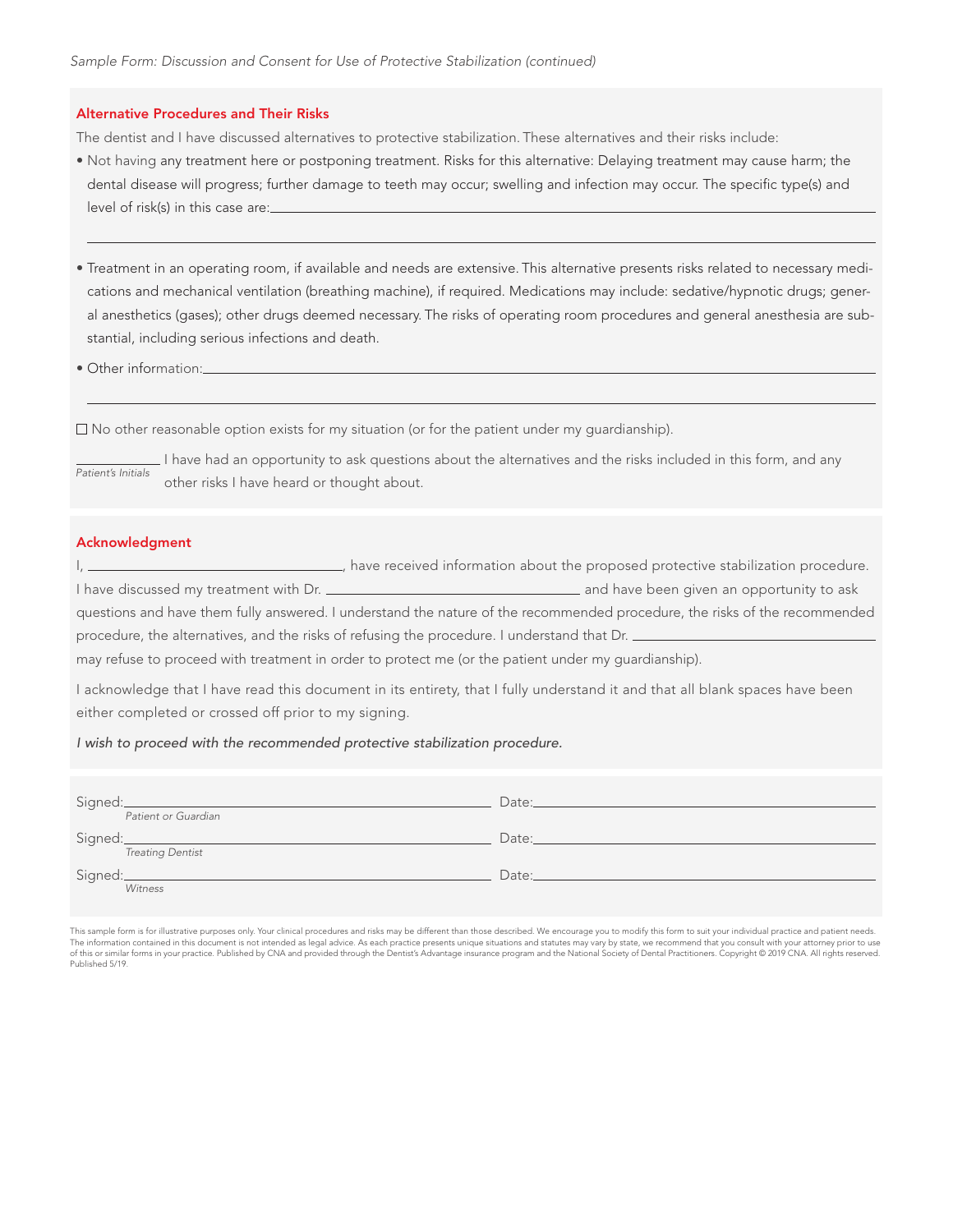*Sample Form: Discussion and Consent for Use of Protective Stabilization (continued)*

## Alternative Procedures and Their Risks

The dentist and I have discussed alternatives to protective stabilization. These alternatives and their risks include:

- Not having any treatment here or postponing treatment. Risks for this alternative: Delaying treatment may cause harm; the dental disease will progress; further damage to teeth may occur; swelling and infection may occur. The specific type(s) and level of risk(s) in this case are:\_\_\_\_\_\_\_\_\_\_\_\_\_\_\_\_\_\_\_\_\_\_\_\_\_\_\_\_\_\_\_\_\_\_\_\_\_\_\_\_\_\_

  \_\_\_\_\_\_\_\_\_\_\_\_\_\_\_\_\_\_\_\_\_\_\_\_\_\_\_\_\_\_\_\_\_\_\_\_\_\_\_\_\_\_\_\_\_\_\_\_\_\_\_\_\_\_\_\_\_\_\_\_

- Treatment in an operating room, if available and needs are extensive. This alternative presents risks related to necessary medications and mechanical ventilation (breathing machine), if required. Medications may include: sedative/hypnotic drugs; general anesthetics (gases); other drugs deemed necessary. The risks of operating room procedures and general anesthesia are substantial, including serious infections and death.

- Other information:\_\_\_\_\_\_\_\_\_\_\_\_\_\_\_\_\_\_\_\_\_\_\_\_\_\_\_\_\_\_\_\_\_\_\_\_\_\_\_\_\_\_\_\_\_\_\_\_\_\_\_\_

  \_\_\_\_\_\_\_\_\_\_\_\_\_\_\_\_\_\_\_\_\_\_\_\_\_\_\_\_\_\_\_\_\_\_\_\_\_\_\_\_\_\_\_\_\_\_\_\_\_\_\_\_\_\_\_\_\_\_\_\_

☐ No other reasonable option exists for my situation (or for the patient under my guardianship).

\_\_\_\_\_\_\_\_\_\_ I have had an opportunity to ask questions about the alternatives and the risks included in this form, and any other risks I have heard or thought about.
*Patient's Initials*

## Acknowledgment

I, \_\_\_\_\_\_\_\_\_\_\_\_\_\_\_\_\_\_\_\_\_\_\_\_\_\_\_\_\_\_, have received information about the proposed protective stabilization procedure. I have discussed my treatment with Dr. \_\_\_\_\_\_\_\_\_\_\_\_\_\_\_\_\_\_\_\_\_\_\_\_\_\_\_\_\_\_ and have been given an opportunity to ask questions and have them fully answered. I understand the nature of the recommended procedure, the risks of the recommended procedure, the alternatives, and the risks of refusing the procedure. I understand that Dr. \_\_\_\_\_\_\_\_\_\_\_\_\_\_\_\_\_\_\_\_\_\_\_\_\_\_\_\_\_\_ may refuse to proceed with treatment in order to protect me (or the patient under my guardianship).

I acknowledge that I have read this document in its entirety, that I fully understand it and that all blank spaces have been either completed or crossed off prior to my signing.

*I wish to proceed with the recommended protective stabilization procedure.*

Signed:\_\_\_\_\_\_\_\_\_\_\_\_\_\_\_\_\_\_\_\_\_\_\_\_\_\_\_\_\_\_\_\_\_\_ Date:\_\_\_\_\_\_\_\_\_\_\_\_\_\_\_\_\_\_\_\_\_\_\_\_\_\_\_\_\_\_
*Patient or Guardian*

Signed:\_\_\_\_\_\_\_\_\_\_\_\_\_\_\_\_\_\_\_\_\_\_\_\_\_\_\_\_\_\_\_\_\_\_ Date:\_\_\_\_\_\_\_\_\_\_\_\_\_\_\_\_\_\_\_\_\_\_\_\_\_\_\_\_\_\_
*Treating Dentist*

Signed:\_\_\_\_\_\_\_\_\_\_\_\_\_\_\_\_\_\_\_\_\_\_\_\_\_\_\_\_\_\_\_\_\_\_ Date:\_\_\_\_\_\_\_\_\_\_\_\_\_\_\_\_\_\_\_\_\_\_\_\_\_\_\_\_\_\_
*Witness*

This sample form is for illustrative purposes only. Your clinical procedures and risks may be different than those described. We encourage you to modify this form to suit your individual practice and patient needs. The information contained in this document is not intended as legal advice. As each practice presents unique situations and statutes may vary by state, we recommend that you consult with your attorney prior to use of this or similar forms in your practice. Published by CNA and provided through the Dentist's Advantage insurance program and the National Society of Dental Practitioners. Copyright © 2019 CNA. All rights reserved. Published 5/19.